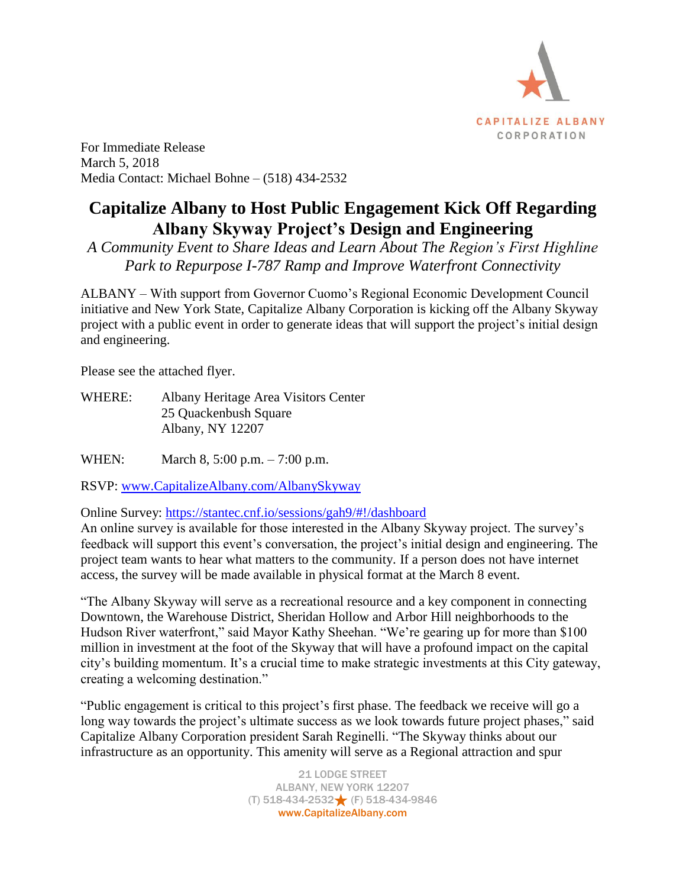CAPITALIZE ALBANY CORPORATION

For Immediate Release
March 5, 2018
Media Contact: Michael Bohne – (518) 434-2532

# Capitalize Albany to Host Public Engagement Kick Off Regarding Albany Skyway Project's Design and Engineering

*A Community Event to Share Ideas and Learn About The Region's First Highline Park to Repurpose I-787 Ramp and Improve Waterfront Connectivity*

ALBANY – With support from Governor Cuomo's Regional Economic Development Council initiative and New York State, Capitalize Albany Corporation is kicking off the Albany Skyway project with a public event in order to generate ideas that will support the project's initial design and engineering.

Please see the attached flyer.

WHERE: Albany Heritage Area Visitors Center
25 Quackenbush Square
Albany, NY 12207

WHEN: March 8, 5:00 p.m. – 7:00 p.m.

RSVP: [www.CapitalizeAlbany.com/AlbanySkyway](www.CapitalizeAlbany.com/AlbanySkyway)

Online Survey: [https://stantec.cnf.io/sessions/gah9/#!/dashboard](https://stantec.cnf.io/sessions/gah9/#!/dashboard)
An online survey is available for those interested in the Albany Skyway project. The survey's feedback will support this event's conversation, the project's initial design and engineering. The project team wants to hear what matters to the community. If a person does not have internet access, the survey will be made available in physical format at the March 8 event.

"The Albany Skyway will serve as a recreational resource and a key component in connecting Downtown, the Warehouse District, Sheridan Hollow and Arbor Hill neighborhoods to the Hudson River waterfront," said Mayor Kathy Sheehan. "We're gearing up for more than $100 million in investment at the foot of the Skyway that will have a profound impact on the capital city's building momentum. It's a crucial time to make strategic investments at this City gateway, creating a welcoming destination."

"Public engagement is critical to this project's first phase. The feedback we receive will go a long way towards the project's ultimate success as we look towards future project phases," said Capitalize Albany Corporation president Sarah Reginelli. "The Skyway thinks about our infrastructure as an opportunity. This amenity will serve as a Regional attraction and spur

21 LODGE STREET
ALBANY, NEW YORK 12207
(T) 518-434-2532 ★ (F) 518-434-9846
www.CapitalizeAlbany.com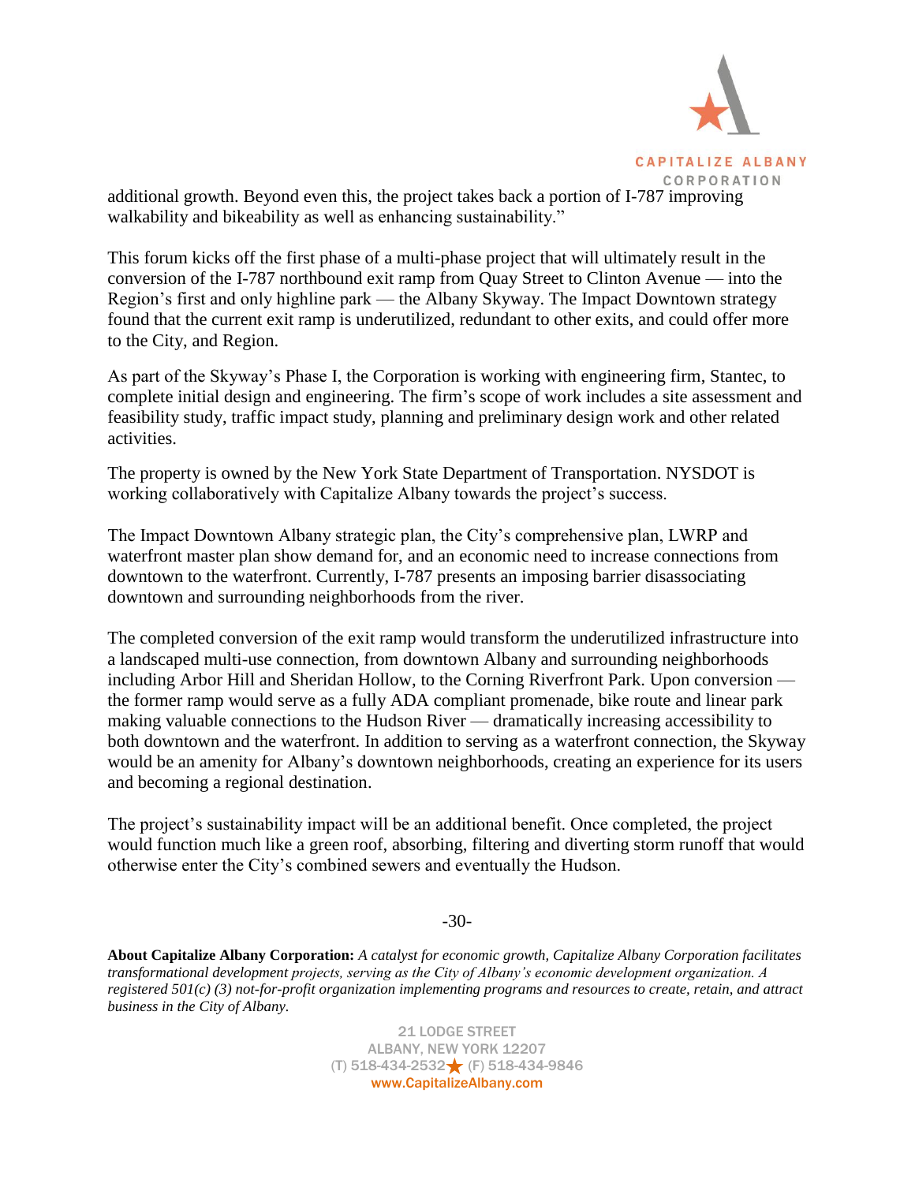additional growth. Beyond even this, the project takes back a portion of I-787 improving walkability and bikeability as well as enhancing sustainability."

This forum kicks off the first phase of a multi-phase project that will ultimately result in the conversion of the I-787 northbound exit ramp from Quay Street to Clinton Avenue — into the Region's first and only highline park — the Albany Skyway. The Impact Downtown strategy found that the current exit ramp is underutilized, redundant to other exits, and could offer more to the City, and Region.

As part of the Skyway's Phase I, the Corporation is working with engineering firm, Stantec, to complete initial design and engineering. The firm's scope of work includes a site assessment and feasibility study, traffic impact study, planning and preliminary design work and other related activities.

The property is owned by the New York State Department of Transportation. NYSDOT is working collaboratively with Capitalize Albany towards the project's success.

The Impact Downtown Albany strategic plan, the City's comprehensive plan, LWRP and waterfront master plan show demand for, and an economic need to increase connections from downtown to the waterfront. Currently, I-787 presents an imposing barrier disassociating downtown and surrounding neighborhoods from the river.

The completed conversion of the exit ramp would transform the underutilized infrastructure into a landscaped multi-use connection, from downtown Albany and surrounding neighborhoods including Arbor Hill and Sheridan Hollow, to the Corning Riverfront Park. Upon conversion — the former ramp would serve as a fully ADA compliant promenade, bike route and linear park making valuable connections to the Hudson River — dramatically increasing accessibility to both downtown and the waterfront. In addition to serving as a waterfront connection, the Skyway would be an amenity for Albany's downtown neighborhoods, creating an experience for its users and becoming a regional destination.

The project's sustainability impact will be an additional benefit. Once completed, the project would function much like a green roof, absorbing, filtering and diverting storm runoff that would otherwise enter the City's combined sewers and eventually the Hudson.

-30-

**About Capitalize Albany Corporation:** *A catalyst for economic growth, Capitalize Albany Corporation facilitates transformational development projects, serving as the City of Albany's economic development organization. A registered 501(c) (3) not-for-profit organization implementing programs and resources to create, retain, and attract business in the City of Albany.*

21 LODGE STREET
ALBANY, NEW YORK 12207
(T) 518-434-2532 ★ (F) 518-434-9846
www.CapitalizeAlbany.com